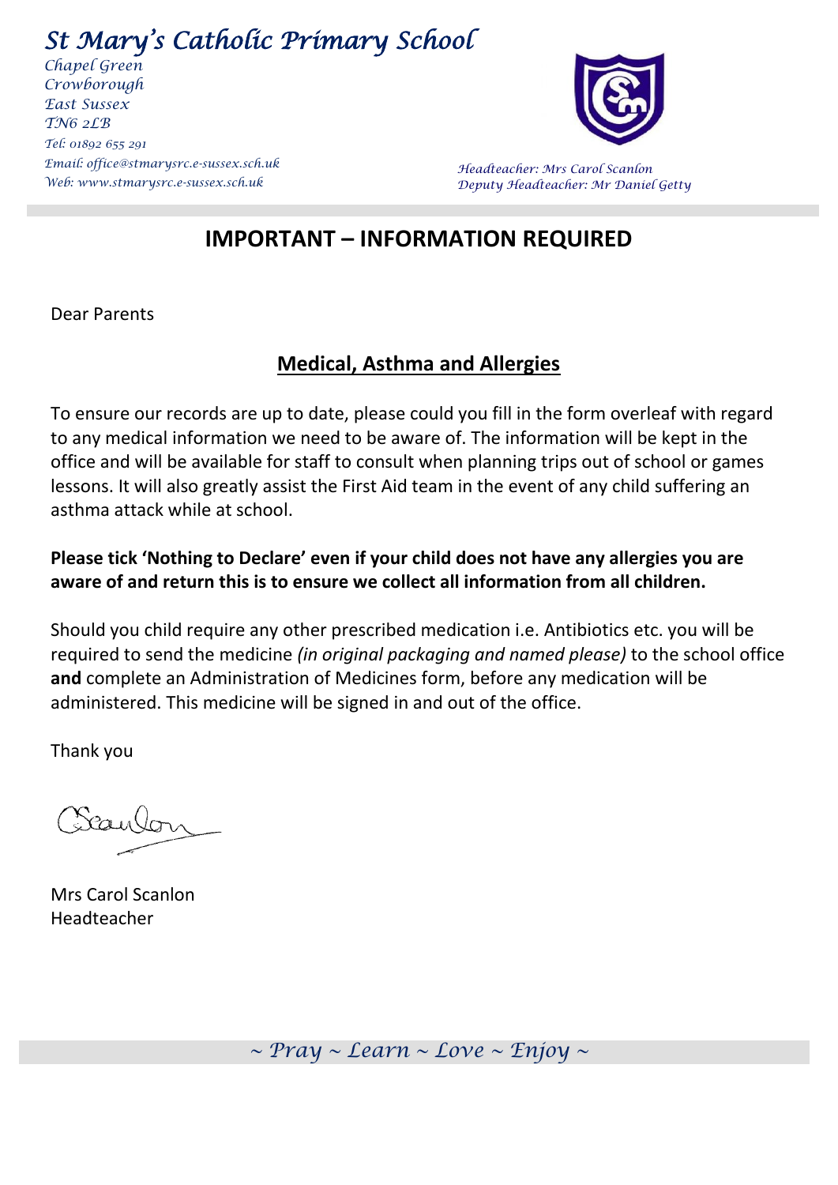# St Mary's Catholic Primary School

*Chapel Green*
*Crowborough*
*East Sussex*
*TN6 2LB*
*Tel: 01892 655 291*
*Email: office@stmarysrc.e-sussex.sch.uk*
*Web: www.stmarysrc.e-sussex.sch.uk*

*Headteacher: Mrs Carol Scanlon*
*Deputy Headteacher: Mr Daniel Getty*

## IMPORTANT – INFORMATION REQUIRED

Dear Parents

### Medical, Asthma and Allergies

To ensure our records are up to date, please could you fill in the form overleaf with regard to any medical information we need to be aware of. The information will be kept in the office and will be available for staff to consult when planning trips out of school or games lessons. It will also greatly assist the First Aid team in the event of any child suffering an asthma attack while at school.

**Please tick 'Nothing to Declare' even if your child does not have any allergies you are aware of and return this is to ensure we collect all information from all children.**

Should you child require any other prescribed medication i.e. Antibiotics etc. you will be required to send the medicine *(in original packaging and named please)* to the school office **and** complete an Administration of Medicines form, before any medication will be administered. This medicine will be signed in and out of the office.

Thank you

Mrs Carol Scanlon
Headteacher

*~ Pray ~ Learn ~ Love ~ Enjoy ~*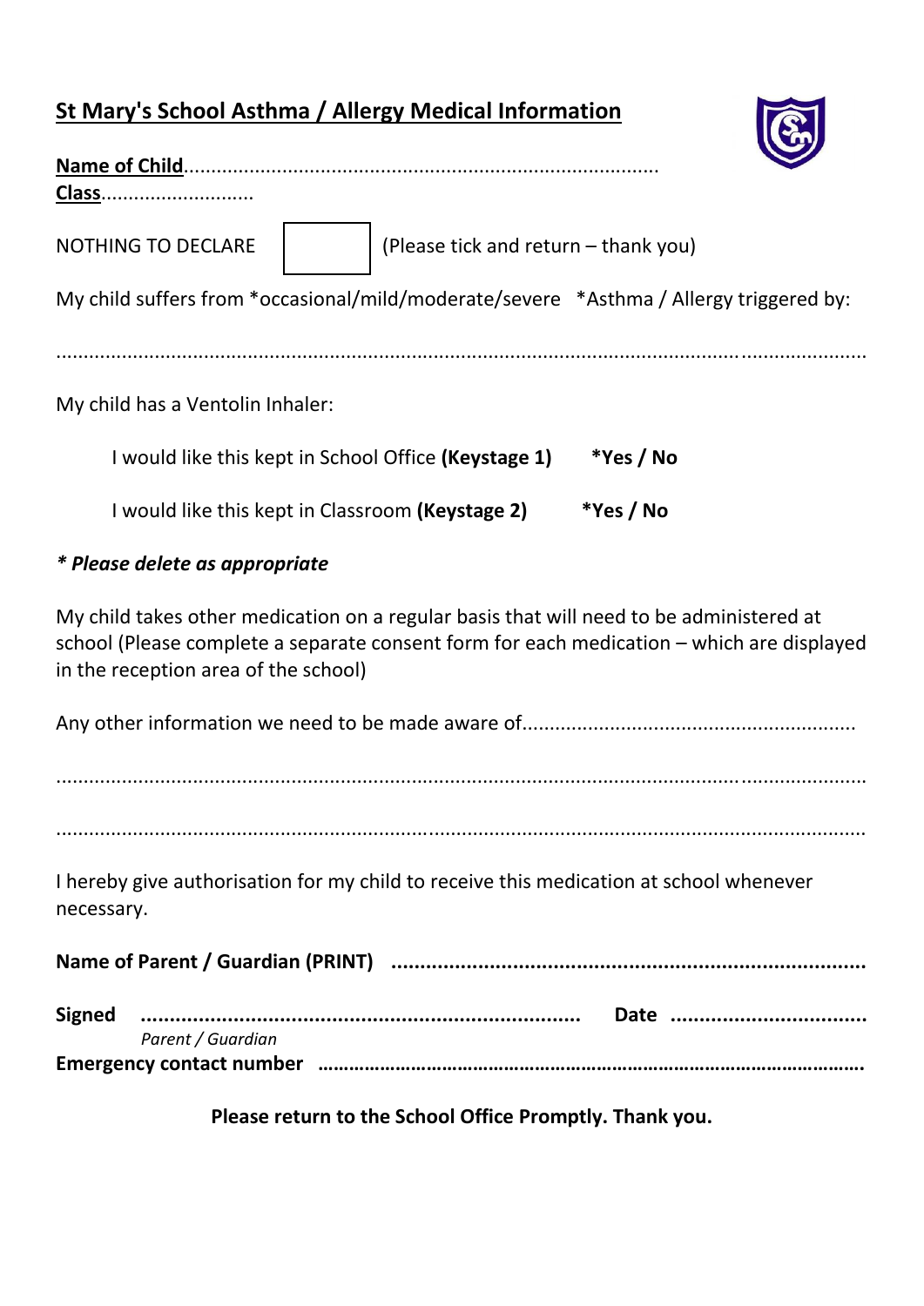## St Mary's School Asthma / Allergy Medical Information

**Name of Child**.......................................................................................

**Class**............................

NOTHING TO DECLARE ☐ (Please tick and return – thank you)

My child suffers from *occasional/mild/moderate/severe *Asthma / Allergy triggered by:

..........................................................................................................................................

My child has a Ventolin Inhaler:

I would like this kept in School Office **(Keystage 1)** **\*Yes / No**

I would like this kept in Classroom **(Keystage 2)** **\*Yes / No**

***\* Please delete as appropriate***

My child takes other medication on a regular basis that will need to be administered at school (Please complete a separate consent form for each medication – which are displayed in the reception area of the school)

Any other information we need to be made aware of............................................................

..........................................................................................................................................

..........................................................................................................................................

I hereby give authorisation for my child to receive this medication at school whenever necessary.

**Name of Parent / Guardian (PRINT) ..................................................................................**

**Signed ..........................................................................** **Date .................................**

*Parent / Guardian*

**Emergency contact number ……………………………………………………………………………………………….**

**Please return to the School Office Promptly. Thank you.**